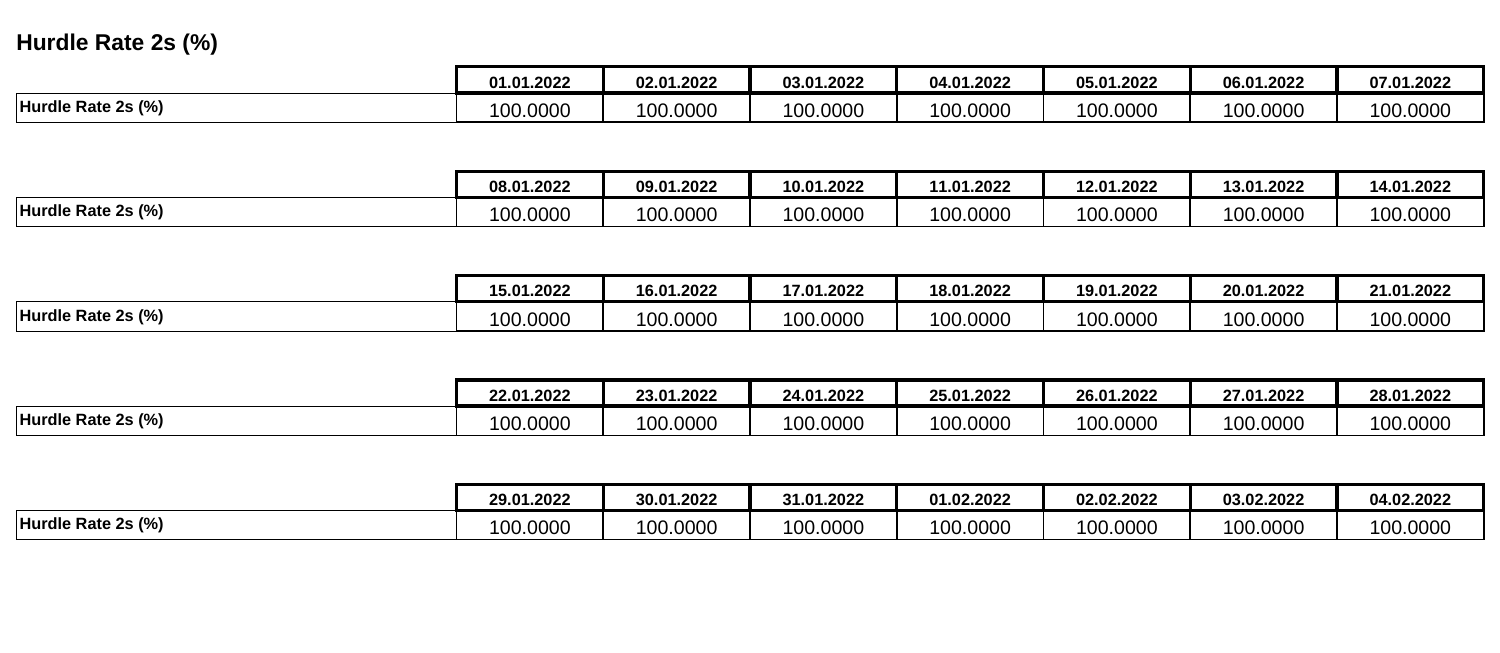## Hurdle Rate 2s (%)

| | 01.01.2022 | 02.01.2022 | 03.01.2022 | 04.01.2022 | 05.01.2022 | 06.01.2022 | 07.01.2022 |
|---|---|---|---|---|---|---|---|
| Hurdle Rate 2s (%) | 100.0000 | 100.0000 | 100.0000 | 100.0000 | 100.0000 | 100.0000 | 100.0000 |

| | 08.01.2022 | 09.01.2022 | 10.01.2022 | 11.01.2022 | 12.01.2022 | 13.01.2022 | 14.01.2022 |
|---|---|---|---|---|---|---|---|
| Hurdle Rate 2s (%) | 100.0000 | 100.0000 | 100.0000 | 100.0000 | 100.0000 | 100.0000 | 100.0000 |

| | 15.01.2022 | 16.01.2022 | 17.01.2022 | 18.01.2022 | 19.01.2022 | 20.01.2022 | 21.01.2022 |
|---|---|---|---|---|---|---|---|
| Hurdle Rate 2s (%) | 100.0000 | 100.0000 | 100.0000 | 100.0000 | 100.0000 | 100.0000 | 100.0000 |

| | 22.01.2022 | 23.01.2022 | 24.01.2022 | 25.01.2022 | 26.01.2022 | 27.01.2022 | 28.01.2022 |
|---|---|---|---|---|---|---|---|
| Hurdle Rate 2s (%) | 100.0000 | 100.0000 | 100.0000 | 100.0000 | 100.0000 | 100.0000 | 100.0000 |

| | 29.01.2022 | 30.01.2022 | 31.01.2022 | 01.02.2022 | 02.02.2022 | 03.02.2022 | 04.02.2022 |
|---|---|---|---|---|---|---|---|
| Hurdle Rate 2s (%) | 100.0000 | 100.0000 | 100.0000 | 100.0000 | 100.0000 | 100.0000 | 100.0000 |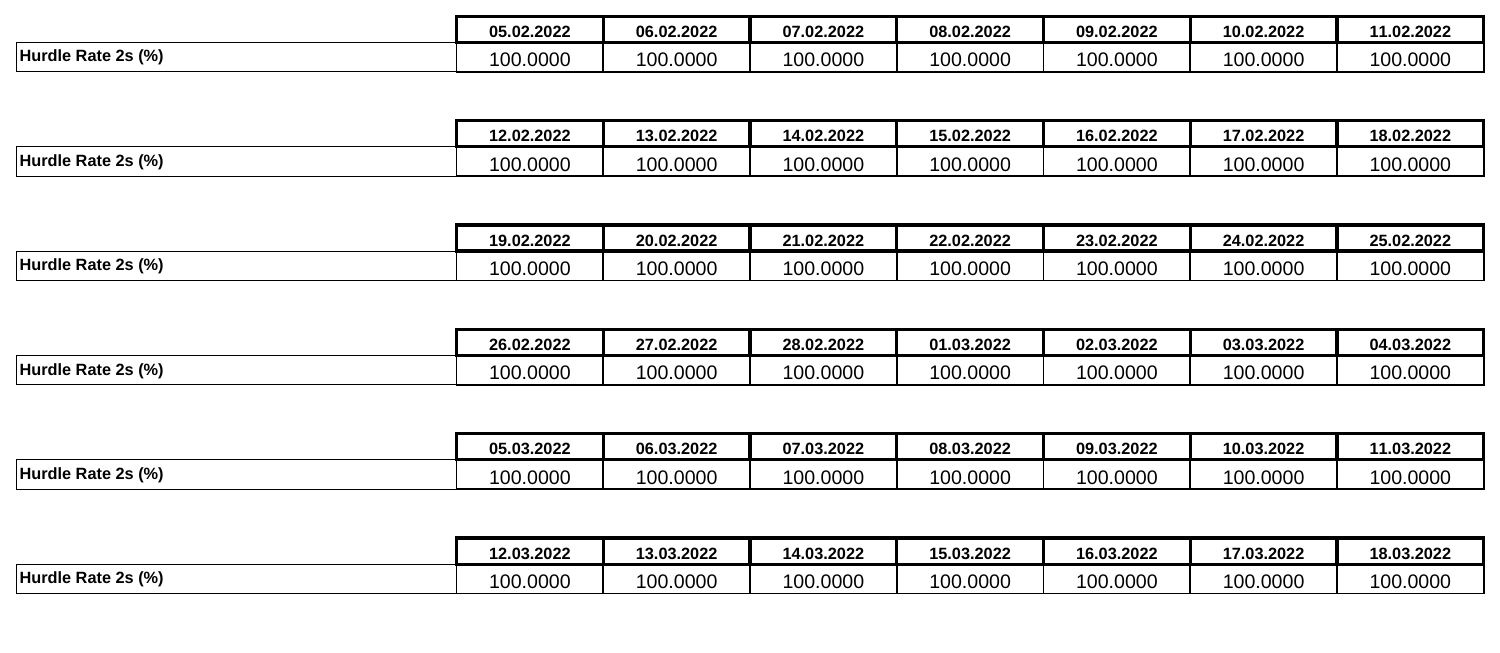| | 05.02.2022 | 06.02.2022 | 07.02.2022 | 08.02.2022 | 09.02.2022 | 10.02.2022 | 11.02.2022 |
|---|---|---|---|---|---|---|---|
| **Hurdle Rate 2s (%)** | 100.0000 | 100.0000 | 100.0000 | 100.0000 | 100.0000 | 100.0000 | 100.0000 |

| | 12.02.2022 | 13.02.2022 | 14.02.2022 | 15.02.2022 | 16.02.2022 | 17.02.2022 | 18.02.2022 |
|---|---|---|---|---|---|---|---|
| **Hurdle Rate 2s (%)** | 100.0000 | 100.0000 | 100.0000 | 100.0000 | 100.0000 | 100.0000 | 100.0000 |

| | 19.02.2022 | 20.02.2022 | 21.02.2022 | 22.02.2022 | 23.02.2022 | 24.02.2022 | 25.02.2022 |
|---|---|---|---|---|---|---|---|
| **Hurdle Rate 2s (%)** | 100.0000 | 100.0000 | 100.0000 | 100.0000 | 100.0000 | 100.0000 | 100.0000 |

| | 26.02.2022 | 27.02.2022 | 28.02.2022 | 01.03.2022 | 02.03.2022 | 03.03.2022 | 04.03.2022 |
|---|---|---|---|---|---|---|---|
| **Hurdle Rate 2s (%)** | 100.0000 | 100.0000 | 100.0000 | 100.0000 | 100.0000 | 100.0000 | 100.0000 |

| | 05.03.2022 | 06.03.2022 | 07.03.2022 | 08.03.2022 | 09.03.2022 | 10.03.2022 | 11.03.2022 |
|---|---|---|---|---|---|---|---|
| **Hurdle Rate 2s (%)** | 100.0000 | 100.0000 | 100.0000 | 100.0000 | 100.0000 | 100.0000 | 100.0000 |

| | 12.03.2022 | 13.03.2022 | 14.03.2022 | 15.03.2022 | 16.03.2022 | 17.03.2022 | 18.03.2022 |
|---|---|---|---|---|---|---|---|
| **Hurdle Rate 2s (%)** | 100.0000 | 100.0000 | 100.0000 | 100.0000 | 100.0000 | 100.0000 | 100.0000 |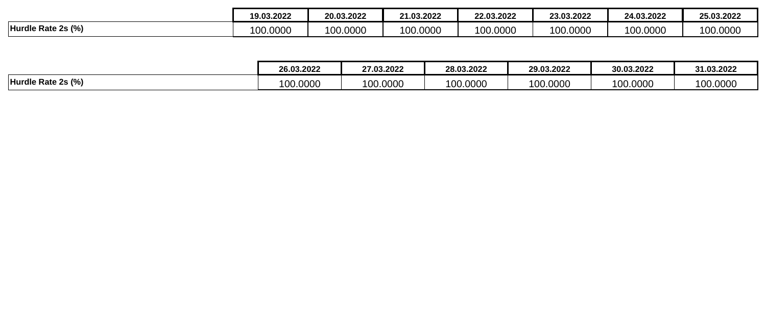| | 19.03.2022 | 20.03.2022 | 21.03.2022 | 22.03.2022 | 23.03.2022 | 24.03.2022 | 25.03.2022 |
|---|---|---|---|---|---|---|---|
| **Hurdle Rate 2s (%)** | 100.0000 | 100.0000 | 100.0000 | 100.0000 | 100.0000 | 100.0000 | 100.0000 |

| | 26.03.2022 | 27.03.2022 | 28.03.2022 | 29.03.2022 | 30.03.2022 | 31.03.2022 |
|---|---|---|---|---|---|---|
| **Hurdle Rate 2s (%)** | 100.0000 | 100.0000 | 100.0000 | 100.0000 | 100.0000 | 100.0000 |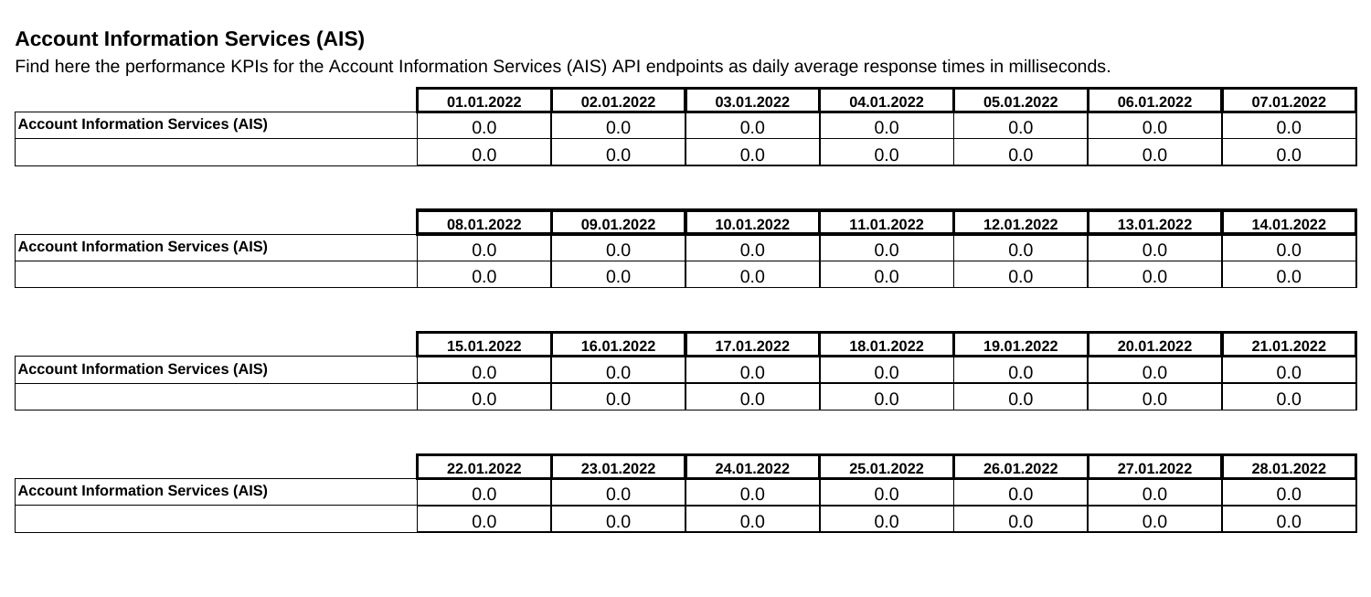## Account Information Services (AIS)

Find here the performance KPIs for the Account Information Services (AIS) API endpoints as daily average response times in milliseconds.

| | 01.01.2022 | 02.01.2022 | 03.01.2022 | 04.01.2022 | 05.01.2022 | 06.01.2022 | 07.01.2022 |
|---|---|---|---|---|---|---|---|
| **Account Information Services (AIS)** | 0.0 | 0.0 | 0.0 | 0.0 | 0.0 | 0.0 | 0.0 |
| | 0.0 | 0.0 | 0.0 | 0.0 | 0.0 | 0.0 | 0.0 |

| | 08.01.2022 | 09.01.2022 | 10.01.2022 | 11.01.2022 | 12.01.2022 | 13.01.2022 | 14.01.2022 |
|---|---|---|---|---|---|---|---|
| **Account Information Services (AIS)** | 0.0 | 0.0 | 0.0 | 0.0 | 0.0 | 0.0 | 0.0 |
| | 0.0 | 0.0 | 0.0 | 0.0 | 0.0 | 0.0 | 0.0 |

| | 15.01.2022 | 16.01.2022 | 17.01.2022 | 18.01.2022 | 19.01.2022 | 20.01.2022 | 21.01.2022 |
|---|---|---|---|---|---|---|---|
| **Account Information Services (AIS)** | 0.0 | 0.0 | 0.0 | 0.0 | 0.0 | 0.0 | 0.0 |
| | 0.0 | 0.0 | 0.0 | 0.0 | 0.0 | 0.0 | 0.0 |

| | 22.01.2022 | 23.01.2022 | 24.01.2022 | 25.01.2022 | 26.01.2022 | 27.01.2022 | 28.01.2022 |
|---|---|---|---|---|---|---|---|
| **Account Information Services (AIS)** | 0.0 | 0.0 | 0.0 | 0.0 | 0.0 | 0.0 | 0.0 |
| | 0.0 | 0.0 | 0.0 | 0.0 | 0.0 | 0.0 | 0.0 |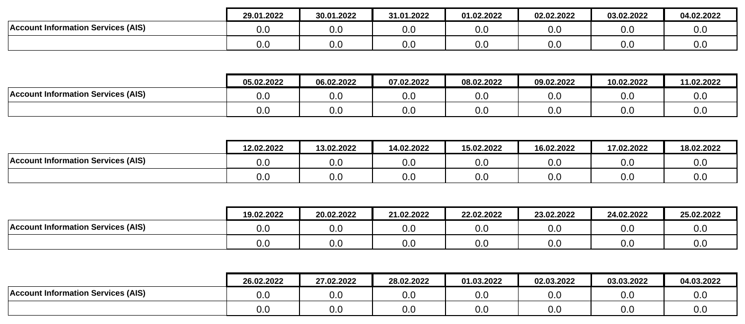| | 29.01.2022 | 30.01.2022 | 31.01.2022 | 01.02.2022 | 02.02.2022 | 03.02.2022 | 04.02.2022 |
|---|---|---|---|---|---|---|---|
| **Account Information Services (AIS)** | 0.0 | 0.0 | 0.0 | 0.0 | 0.0 | 0.0 | 0.0 |
| | 0.0 | 0.0 | 0.0 | 0.0 | 0.0 | 0.0 | 0.0 |

| | 05.02.2022 | 06.02.2022 | 07.02.2022 | 08.02.2022 | 09.02.2022 | 10.02.2022 | 11.02.2022 |
|---|---|---|---|---|---|---|---|
| **Account Information Services (AIS)** | 0.0 | 0.0 | 0.0 | 0.0 | 0.0 | 0.0 | 0.0 |
| | 0.0 | 0.0 | 0.0 | 0.0 | 0.0 | 0.0 | 0.0 |

| | 12.02.2022 | 13.02.2022 | 14.02.2022 | 15.02.2022 | 16.02.2022 | 17.02.2022 | 18.02.2022 |
|---|---|---|---|---|---|---|---|
| **Account Information Services (AIS)** | 0.0 | 0.0 | 0.0 | 0.0 | 0.0 | 0.0 | 0.0 |
| | 0.0 | 0.0 | 0.0 | 0.0 | 0.0 | 0.0 | 0.0 |

| | 19.02.2022 | 20.02.2022 | 21.02.2022 | 22.02.2022 | 23.02.2022 | 24.02.2022 | 25.02.2022 |
|---|---|---|---|---|---|---|---|
| **Account Information Services (AIS)** | 0.0 | 0.0 | 0.0 | 0.0 | 0.0 | 0.0 | 0.0 |
| | 0.0 | 0.0 | 0.0 | 0.0 | 0.0 | 0.0 | 0.0 |

| | 26.02.2022 | 27.02.2022 | 28.02.2022 | 01.03.2022 | 02.03.2022 | 03.03.2022 | 04.03.2022 |
|---|---|---|---|---|---|---|---|
| **Account Information Services (AIS)** | 0.0 | 0.0 | 0.0 | 0.0 | 0.0 | 0.0 | 0.0 |
| | 0.0 | 0.0 | 0.0 | 0.0 | 0.0 | 0.0 | 0.0 |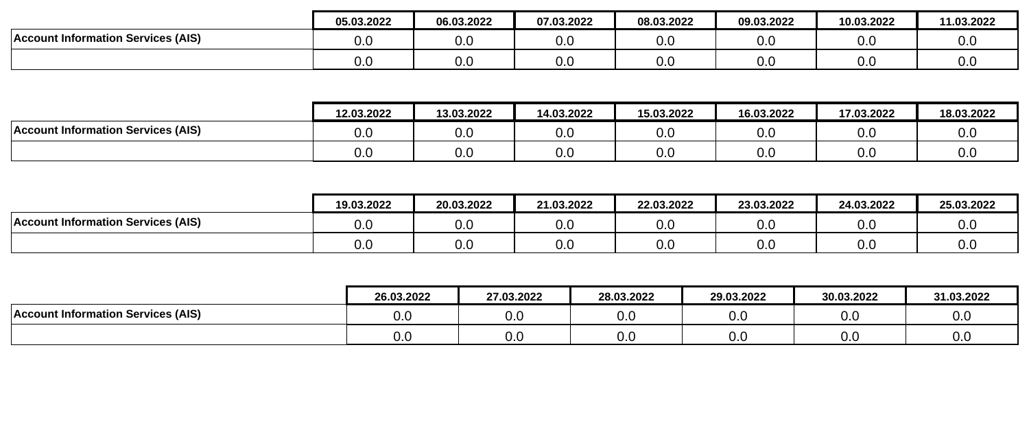| | 05.03.2022 | 06.03.2022 | 07.03.2022 | 08.03.2022 | 09.03.2022 | 10.03.2022 | 11.03.2022 |
|---|---|---|---|---|---|---|---|
| **Account Information Services (AIS)** | 0.0 | 0.0 | 0.0 | 0.0 | 0.0 | 0.0 | 0.0 |
| | 0.0 | 0.0 | 0.0 | 0.0 | 0.0 | 0.0 | 0.0 |

| | 12.03.2022 | 13.03.2022 | 14.03.2022 | 15.03.2022 | 16.03.2022 | 17.03.2022 | 18.03.2022 |
|---|---|---|---|---|---|---|---|
| **Account Information Services (AIS)** | 0.0 | 0.0 | 0.0 | 0.0 | 0.0 | 0.0 | 0.0 |
| | 0.0 | 0.0 | 0.0 | 0.0 | 0.0 | 0.0 | 0.0 |

| | 19.03.2022 | 20.03.2022 | 21.03.2022 | 22.03.2022 | 23.03.2022 | 24.03.2022 | 25.03.2022 |
|---|---|---|---|---|---|---|---|
| **Account Information Services (AIS)** | 0.0 | 0.0 | 0.0 | 0.0 | 0.0 | 0.0 | 0.0 |
| | 0.0 | 0.0 | 0.0 | 0.0 | 0.0 | 0.0 | 0.0 |

| | 26.03.2022 | 27.03.2022 | 28.03.2022 | 29.03.2022 | 30.03.2022 | 31.03.2022 |
|---|---|---|---|---|---|---|
| **Account Information Services (AIS)** | 0.0 | 0.0 | 0.0 | 0.0 | 0.0 | 0.0 |
| | 0.0 | 0.0 | 0.0 | 0.0 | 0.0 | 0.0 |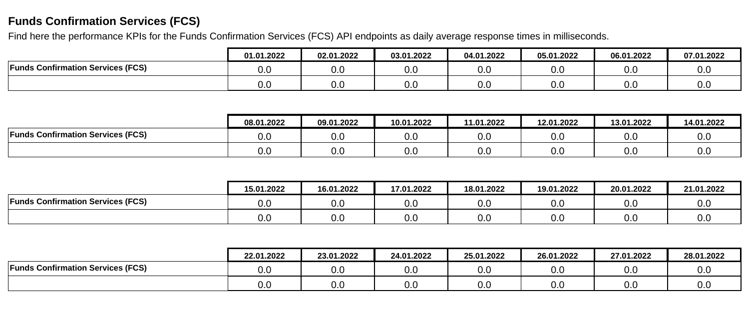## Funds Confirmation Services (FCS)

Find here the performance KPIs for the Funds Confirmation Services (FCS) API endpoints as daily average response times in milliseconds.

| | 01.01.2022 | 02.01.2022 | 03.01.2022 | 04.01.2022 | 05.01.2022 | 06.01.2022 | 07.01.2022 |
|---|---|---|---|---|---|---|---|
| **Funds Confirmation Services (FCS)** | 0.0 | 0.0 | 0.0 | 0.0 | 0.0 | 0.0 | 0.0 |
| | 0.0 | 0.0 | 0.0 | 0.0 | 0.0 | 0.0 | 0.0 |

| | 08.01.2022 | 09.01.2022 | 10.01.2022 | 11.01.2022 | 12.01.2022 | 13.01.2022 | 14.01.2022 |
|---|---|---|---|---|---|---|---|
| **Funds Confirmation Services (FCS)** | 0.0 | 0.0 | 0.0 | 0.0 | 0.0 | 0.0 | 0.0 |
| | 0.0 | 0.0 | 0.0 | 0.0 | 0.0 | 0.0 | 0.0 |

| | 15.01.2022 | 16.01.2022 | 17.01.2022 | 18.01.2022 | 19.01.2022 | 20.01.2022 | 21.01.2022 |
|---|---|---|---|---|---|---|---|
| **Funds Confirmation Services (FCS)** | 0.0 | 0.0 | 0.0 | 0.0 | 0.0 | 0.0 | 0.0 |
| | 0.0 | 0.0 | 0.0 | 0.0 | 0.0 | 0.0 | 0.0 |

| | 22.01.2022 | 23.01.2022 | 24.01.2022 | 25.01.2022 | 26.01.2022 | 27.01.2022 | 28.01.2022 |
|---|---|---|---|---|---|---|---|
| **Funds Confirmation Services (FCS)** | 0.0 | 0.0 | 0.0 | 0.0 | 0.0 | 0.0 | 0.0 |
| | 0.0 | 0.0 | 0.0 | 0.0 | 0.0 | 0.0 | 0.0 |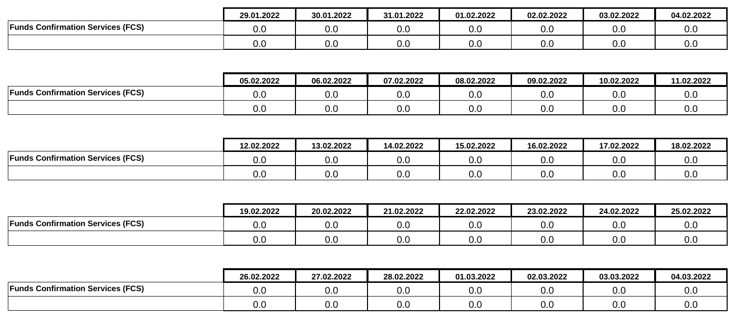| | 29.01.2022 | 30.01.2022 | 31.01.2022 | 01.02.2022 | 02.02.2022 | 03.02.2022 | 04.02.2022 |
|---|---|---|---|---|---|---|---|
| **Funds Confirmation Services (FCS)** | 0.0 | 0.0 | 0.0 | 0.0 | 0.0 | 0.0 | 0.0 |
| | 0.0 | 0.0 | 0.0 | 0.0 | 0.0 | 0.0 | 0.0 |

| | 05.02.2022 | 06.02.2022 | 07.02.2022 | 08.02.2022 | 09.02.2022 | 10.02.2022 | 11.02.2022 |
|---|---|---|---|---|---|---|---|
| **Funds Confirmation Services (FCS)** | 0.0 | 0.0 | 0.0 | 0.0 | 0.0 | 0.0 | 0.0 |
| | 0.0 | 0.0 | 0.0 | 0.0 | 0.0 | 0.0 | 0.0 |

| | 12.02.2022 | 13.02.2022 | 14.02.2022 | 15.02.2022 | 16.02.2022 | 17.02.2022 | 18.02.2022 |
|---|---|---|---|---|---|---|---|
| **Funds Confirmation Services (FCS)** | 0.0 | 0.0 | 0.0 | 0.0 | 0.0 | 0.0 | 0.0 |
| | 0.0 | 0.0 | 0.0 | 0.0 | 0.0 | 0.0 | 0.0 |

| | 19.02.2022 | 20.02.2022 | 21.02.2022 | 22.02.2022 | 23.02.2022 | 24.02.2022 | 25.02.2022 |
|---|---|---|---|---|---|---|---|
| **Funds Confirmation Services (FCS)** | 0.0 | 0.0 | 0.0 | 0.0 | 0.0 | 0.0 | 0.0 |
| | 0.0 | 0.0 | 0.0 | 0.0 | 0.0 | 0.0 | 0.0 |

| | 26.02.2022 | 27.02.2022 | 28.02.2022 | 01.03.2022 | 02.03.2022 | 03.03.2022 | 04.03.2022 |
|---|---|---|---|---|---|---|---|
| **Funds Confirmation Services (FCS)** | 0.0 | 0.0 | 0.0 | 0.0 | 0.0 | 0.0 | 0.0 |
| | 0.0 | 0.0 | 0.0 | 0.0 | 0.0 | 0.0 | 0.0 |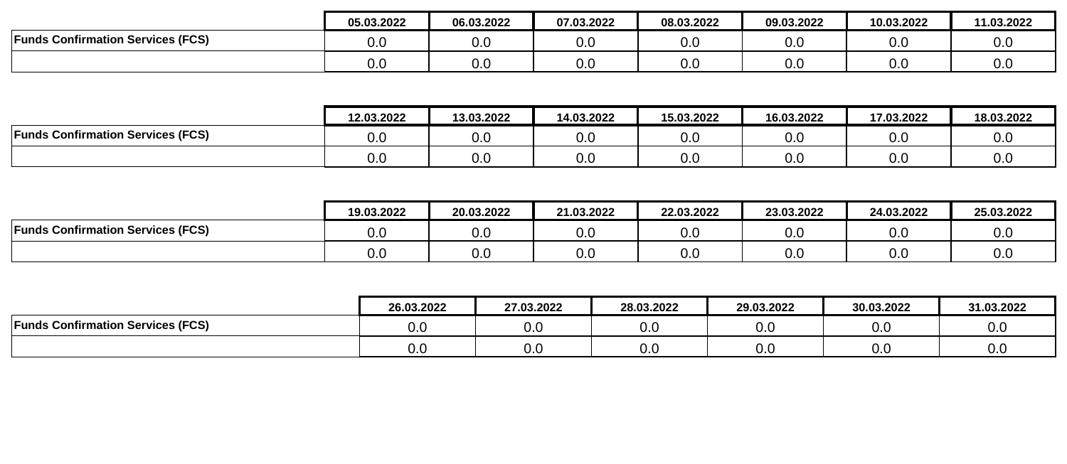| | 05.03.2022 | 06.03.2022 | 07.03.2022 | 08.03.2022 | 09.03.2022 | 10.03.2022 | 11.03.2022 |
|---|---|---|---|---|---|---|---|
| **Funds Confirmation Services (FCS)** | 0.0 | 0.0 | 0.0 | 0.0 | 0.0 | 0.0 | 0.0 |
| | 0.0 | 0.0 | 0.0 | 0.0 | 0.0 | 0.0 | 0.0 |

| | 12.03.2022 | 13.03.2022 | 14.03.2022 | 15.03.2022 | 16.03.2022 | 17.03.2022 | 18.03.2022 |
|---|---|---|---|---|---|---|---|
| **Funds Confirmation Services (FCS)** | 0.0 | 0.0 | 0.0 | 0.0 | 0.0 | 0.0 | 0.0 |
| | 0.0 | 0.0 | 0.0 | 0.0 | 0.0 | 0.0 | 0.0 |

| | 19.03.2022 | 20.03.2022 | 21.03.2022 | 22.03.2022 | 23.03.2022 | 24.03.2022 | 25.03.2022 |
|---|---|---|---|---|---|---|---|
| **Funds Confirmation Services (FCS)** | 0.0 | 0.0 | 0.0 | 0.0 | 0.0 | 0.0 | 0.0 |
| | 0.0 | 0.0 | 0.0 | 0.0 | 0.0 | 0.0 | 0.0 |

| | 26.03.2022 | 27.03.2022 | 28.03.2022 | 29.03.2022 | 30.03.2022 | 31.03.2022 |
|---|---|---|---|---|---|---|
| **Funds Confirmation Services (FCS)** | 0.0 | 0.0 | 0.0 | 0.0 | 0.0 | 0.0 |
| | 0.0 | 0.0 | 0.0 | 0.0 | 0.0 | 0.0 |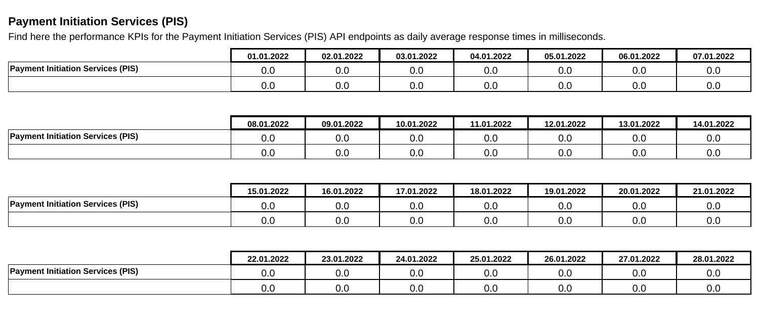## Payment Initiation Services (PIS)

Find here the performance KPIs for the Payment Initiation Services (PIS) API endpoints as daily average response times in milliseconds.

| | 01.01.2022 | 02.01.2022 | 03.01.2022 | 04.01.2022 | 05.01.2022 | 06.01.2022 | 07.01.2022 |
|---|---|---|---|---|---|---|---|
| **Payment Initiation Services (PIS)** | 0.0 | 0.0 | 0.0 | 0.0 | 0.0 | 0.0 | 0.0 |
| | 0.0 | 0.0 | 0.0 | 0.0 | 0.0 | 0.0 | 0.0 |

| | 08.01.2022 | 09.01.2022 | 10.01.2022 | 11.01.2022 | 12.01.2022 | 13.01.2022 | 14.01.2022 |
|---|---|---|---|---|---|---|---|
| **Payment Initiation Services (PIS)** | 0.0 | 0.0 | 0.0 | 0.0 | 0.0 | 0.0 | 0.0 |
| | 0.0 | 0.0 | 0.0 | 0.0 | 0.0 | 0.0 | 0.0 |

| | 15.01.2022 | 16.01.2022 | 17.01.2022 | 18.01.2022 | 19.01.2022 | 20.01.2022 | 21.01.2022 |
|---|---|---|---|---|---|---|---|
| **Payment Initiation Services (PIS)** | 0.0 | 0.0 | 0.0 | 0.0 | 0.0 | 0.0 | 0.0 |
| | 0.0 | 0.0 | 0.0 | 0.0 | 0.0 | 0.0 | 0.0 |

| | 22.01.2022 | 23.01.2022 | 24.01.2022 | 25.01.2022 | 26.01.2022 | 27.01.2022 | 28.01.2022 |
|---|---|---|---|---|---|---|---|
| **Payment Initiation Services (PIS)** | 0.0 | 0.0 | 0.0 | 0.0 | 0.0 | 0.0 | 0.0 |
| | 0.0 | 0.0 | 0.0 | 0.0 | 0.0 | 0.0 | 0.0 |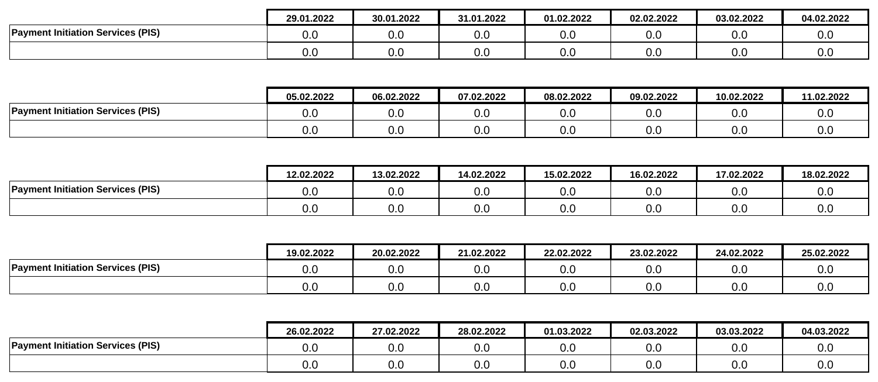| | 29.01.2022 | 30.01.2022 | 31.01.2022 | 01.02.2022 | 02.02.2022 | 03.02.2022 | 04.02.2022 |
|---|---|---|---|---|---|---|---|
| **Payment Initiation Services (PIS)** | 0.0 | 0.0 | 0.0 | 0.0 | 0.0 | 0.0 | 0.0 |
| | 0.0 | 0.0 | 0.0 | 0.0 | 0.0 | 0.0 | 0.0 |

| | 05.02.2022 | 06.02.2022 | 07.02.2022 | 08.02.2022 | 09.02.2022 | 10.02.2022 | 11.02.2022 |
|---|---|---|---|---|---|---|---|
| **Payment Initiation Services (PIS)** | 0.0 | 0.0 | 0.0 | 0.0 | 0.0 | 0.0 | 0.0 |
| | 0.0 | 0.0 | 0.0 | 0.0 | 0.0 | 0.0 | 0.0 |

| | 12.02.2022 | 13.02.2022 | 14.02.2022 | 15.02.2022 | 16.02.2022 | 17.02.2022 | 18.02.2022 |
|---|---|---|---|---|---|---|---|
| **Payment Initiation Services (PIS)** | 0.0 | 0.0 | 0.0 | 0.0 | 0.0 | 0.0 | 0.0 |
| | 0.0 | 0.0 | 0.0 | 0.0 | 0.0 | 0.0 | 0.0 |

| | 19.02.2022 | 20.02.2022 | 21.02.2022 | 22.02.2022 | 23.02.2022 | 24.02.2022 | 25.02.2022 |
|---|---|---|---|---|---|---|---|
| **Payment Initiation Services (PIS)** | 0.0 | 0.0 | 0.0 | 0.0 | 0.0 | 0.0 | 0.0 |
| | 0.0 | 0.0 | 0.0 | 0.0 | 0.0 | 0.0 | 0.0 |

| | 26.02.2022 | 27.02.2022 | 28.02.2022 | 01.03.2022 | 02.03.2022 | 03.03.2022 | 04.03.2022 |
|---|---|---|---|---|---|---|---|
| **Payment Initiation Services (PIS)** | 0.0 | 0.0 | 0.0 | 0.0 | 0.0 | 0.0 | 0.0 |
| | 0.0 | 0.0 | 0.0 | 0.0 | 0.0 | 0.0 | 0.0 |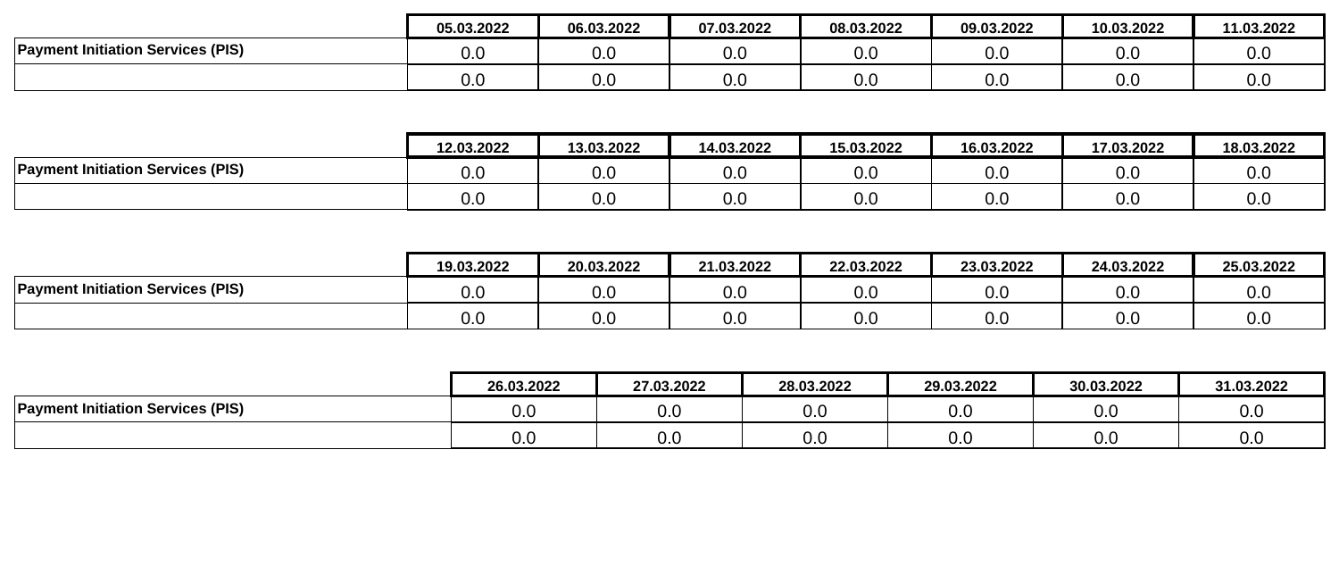| | 05.03.2022 | 06.03.2022 | 07.03.2022 | 08.03.2022 | 09.03.2022 | 10.03.2022 | 11.03.2022 |
|---|---|---|---|---|---|---|---|
| **Payment Initiation Services (PIS)** | 0.0 | 0.0 | 0.0 | 0.0 | 0.0 | 0.0 | 0.0 |
| | 0.0 | 0.0 | 0.0 | 0.0 | 0.0 | 0.0 | 0.0 |

| | 12.03.2022 | 13.03.2022 | 14.03.2022 | 15.03.2022 | 16.03.2022 | 17.03.2022 | 18.03.2022 |
|---|---|---|---|---|---|---|---|
| **Payment Initiation Services (PIS)** | 0.0 | 0.0 | 0.0 | 0.0 | 0.0 | 0.0 | 0.0 |
| | 0.0 | 0.0 | 0.0 | 0.0 | 0.0 | 0.0 | 0.0 |

| | 19.03.2022 | 20.03.2022 | 21.03.2022 | 22.03.2022 | 23.03.2022 | 24.03.2022 | 25.03.2022 |
|---|---|---|---|---|---|---|---|
| **Payment Initiation Services (PIS)** | 0.0 | 0.0 | 0.0 | 0.0 | 0.0 | 0.0 | 0.0 |
| | 0.0 | 0.0 | 0.0 | 0.0 | 0.0 | 0.0 | 0.0 |

| | 26.03.2022 | 27.03.2022 | 28.03.2022 | 29.03.2022 | 30.03.2022 | 31.03.2022 |
|---|---|---|---|---|---|---|
| **Payment Initiation Services (PIS)** | 0.0 | 0.0 | 0.0 | 0.0 | 0.0 | 0.0 |
| | 0.0 | 0.0 | 0.0 | 0.0 | 0.0 | 0.0 |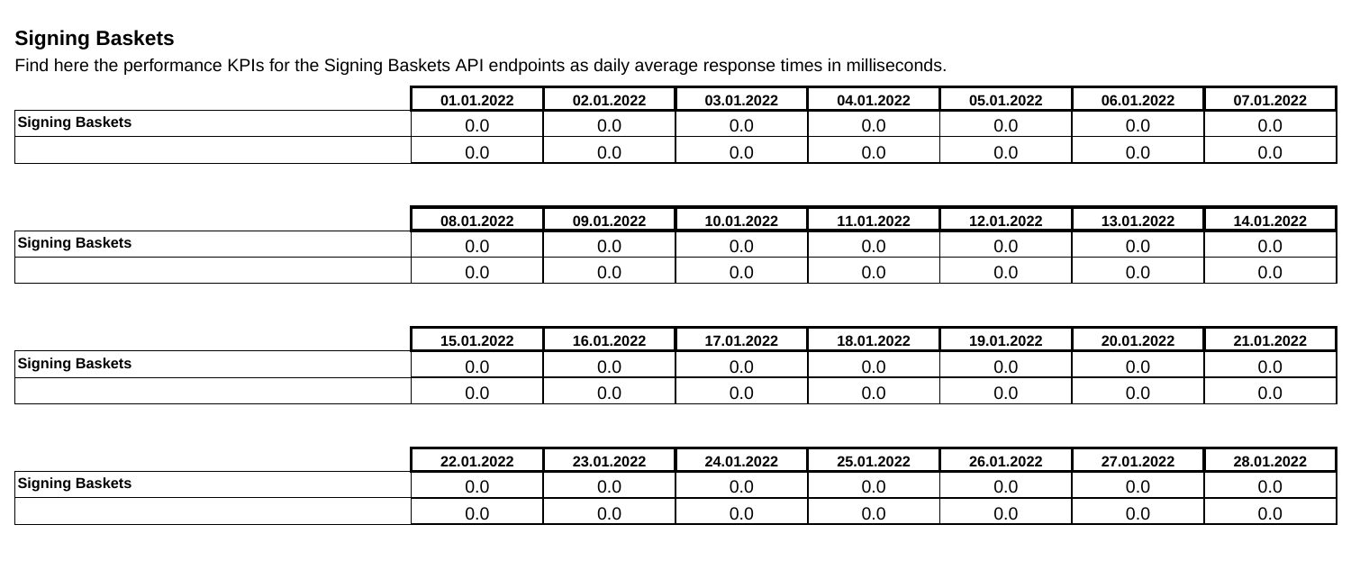## Signing Baskets

Find here the performance KPIs for the Signing Baskets API endpoints as daily average response times in milliseconds.

| | 01.01.2022 | 02.01.2022 | 03.01.2022 | 04.01.2022 | 05.01.2022 | 06.01.2022 | 07.01.2022 |
|---|---|---|---|---|---|---|---|
| **Signing Baskets** | 0.0 | 0.0 | 0.0 | 0.0 | 0.0 | 0.0 | 0.0 |
| | 0.0 | 0.0 | 0.0 | 0.0 | 0.0 | 0.0 | 0.0 |

| | 08.01.2022 | 09.01.2022 | 10.01.2022 | 11.01.2022 | 12.01.2022 | 13.01.2022 | 14.01.2022 |
|---|---|---|---|---|---|---|---|
| **Signing Baskets** | 0.0 | 0.0 | 0.0 | 0.0 | 0.0 | 0.0 | 0.0 |
| | 0.0 | 0.0 | 0.0 | 0.0 | 0.0 | 0.0 | 0.0 |

| | 15.01.2022 | 16.01.2022 | 17.01.2022 | 18.01.2022 | 19.01.2022 | 20.01.2022 | 21.01.2022 |
|---|---|---|---|---|---|---|---|
| **Signing Baskets** | 0.0 | 0.0 | 0.0 | 0.0 | 0.0 | 0.0 | 0.0 |
| | 0.0 | 0.0 | 0.0 | 0.0 | 0.0 | 0.0 | 0.0 |

| | 22.01.2022 | 23.01.2022 | 24.01.2022 | 25.01.2022 | 26.01.2022 | 27.01.2022 | 28.01.2022 |
|---|---|---|---|---|---|---|---|
| **Signing Baskets** | 0.0 | 0.0 | 0.0 | 0.0 | 0.0 | 0.0 | 0.0 |
| | 0.0 | 0.0 | 0.0 | 0.0 | 0.0 | 0.0 | 0.0 |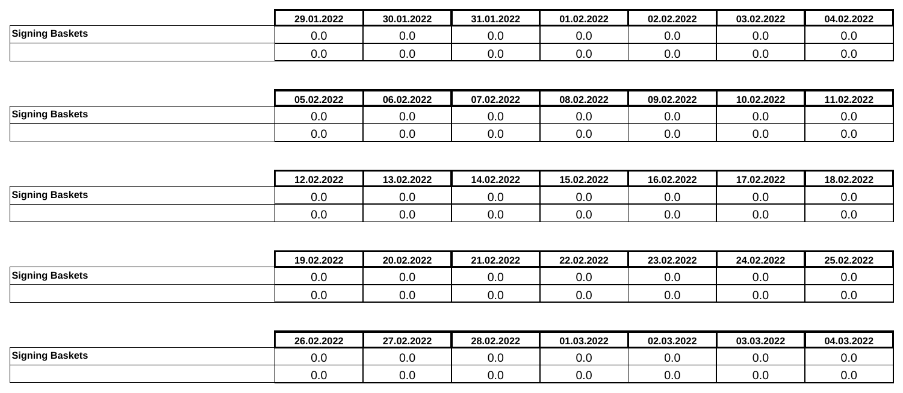| | 29.01.2022 | 30.01.2022 | 31.01.2022 | 01.02.2022 | 02.02.2022 | 03.02.2022 | 04.02.2022 |
|---|---|---|---|---|---|---|---|
| **Signing Baskets** | 0.0 | 0.0 | 0.0 | 0.0 | 0.0 | 0.0 | 0.0 |
| | 0.0 | 0.0 | 0.0 | 0.0 | 0.0 | 0.0 | 0.0 |

| | 05.02.2022 | 06.02.2022 | 07.02.2022 | 08.02.2022 | 09.02.2022 | 10.02.2022 | 11.02.2022 |
|---|---|---|---|---|---|---|---|
| **Signing Baskets** | 0.0 | 0.0 | 0.0 | 0.0 | 0.0 | 0.0 | 0.0 |
| | 0.0 | 0.0 | 0.0 | 0.0 | 0.0 | 0.0 | 0.0 |

| | 12.02.2022 | 13.02.2022 | 14.02.2022 | 15.02.2022 | 16.02.2022 | 17.02.2022 | 18.02.2022 |
|---|---|---|---|---|---|---|---|
| **Signing Baskets** | 0.0 | 0.0 | 0.0 | 0.0 | 0.0 | 0.0 | 0.0 |
| | 0.0 | 0.0 | 0.0 | 0.0 | 0.0 | 0.0 | 0.0 |

| | 19.02.2022 | 20.02.2022 | 21.02.2022 | 22.02.2022 | 23.02.2022 | 24.02.2022 | 25.02.2022 |
|---|---|---|---|---|---|---|---|
| **Signing Baskets** | 0.0 | 0.0 | 0.0 | 0.0 | 0.0 | 0.0 | 0.0 |
| | 0.0 | 0.0 | 0.0 | 0.0 | 0.0 | 0.0 | 0.0 |

| | 26.02.2022 | 27.02.2022 | 28.02.2022 | 01.03.2022 | 02.03.2022 | 03.03.2022 | 04.03.2022 |
|---|---|---|---|---|---|---|---|
| **Signing Baskets** | 0.0 | 0.0 | 0.0 | 0.0 | 0.0 | 0.0 | 0.0 |
| | 0.0 | 0.0 | 0.0 | 0.0 | 0.0 | 0.0 | 0.0 |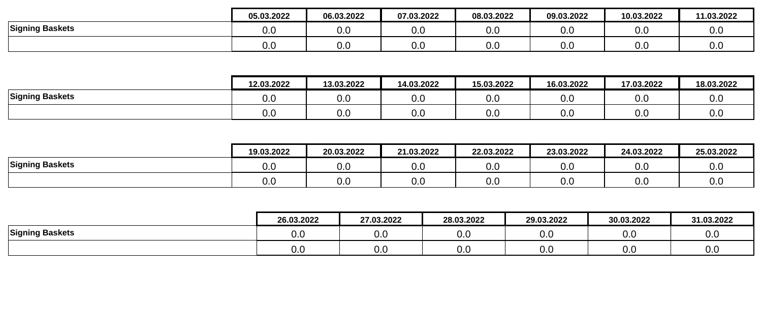| | 05.03.2022 | 06.03.2022 | 07.03.2022 | 08.03.2022 | 09.03.2022 | 10.03.2022 | 11.03.2022 |
|---|---|---|---|---|---|---|---|
| **Signing Baskets** | 0.0 | 0.0 | 0.0 | 0.0 | 0.0 | 0.0 | 0.0 |
| | 0.0 | 0.0 | 0.0 | 0.0 | 0.0 | 0.0 | 0.0 |

| | 12.03.2022 | 13.03.2022 | 14.03.2022 | 15.03.2022 | 16.03.2022 | 17.03.2022 | 18.03.2022 |
|---|---|---|---|---|---|---|---|
| **Signing Baskets** | 0.0 | 0.0 | 0.0 | 0.0 | 0.0 | 0.0 | 0.0 |
| | 0.0 | 0.0 | 0.0 | 0.0 | 0.0 | 0.0 | 0.0 |

| | 19.03.2022 | 20.03.2022 | 21.03.2022 | 22.03.2022 | 23.03.2022 | 24.03.2022 | 25.03.2022 |
|---|---|---|---|---|---|---|---|
| **Signing Baskets** | 0.0 | 0.0 | 0.0 | 0.0 | 0.0 | 0.0 | 0.0 |
| | 0.0 | 0.0 | 0.0 | 0.0 | 0.0 | 0.0 | 0.0 |

| | 26.03.2022 | 27.03.2022 | 28.03.2022 | 29.03.2022 | 30.03.2022 | 31.03.2022 |
|---|---|---|---|---|---|---|
| **Signing Baskets** | 0.0 | 0.0 | 0.0 | 0.0 | 0.0 | 0.0 |
| | 0.0 | 0.0 | 0.0 | 0.0 | 0.0 | 0.0 |